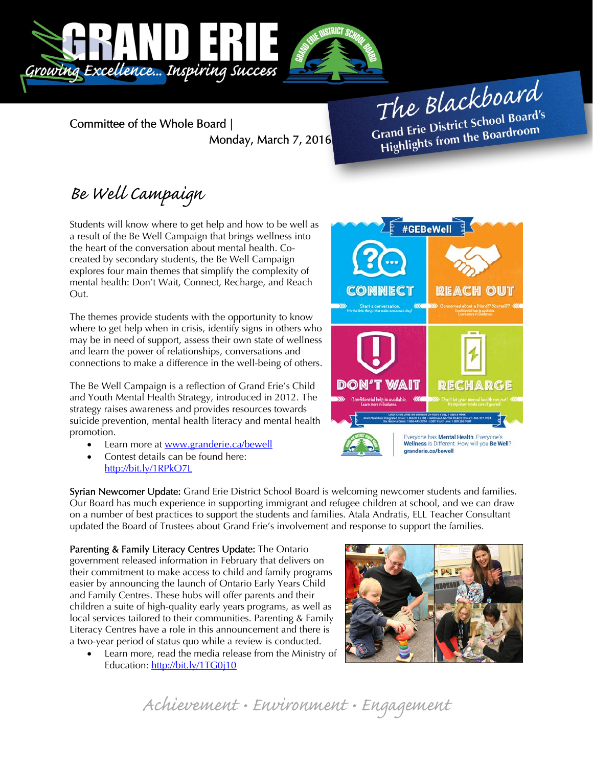# The Blackboard

Grand Erie District School Board's Highlights from the Boardroom

Committee of the Whole Board | Monday, March 7, 2016

## Be Well Campaign

Students will know where to get help and how to be well as a result of the Be Well Campaign that brings wellness into the heart of the conversation about mental health. Co-created by secondary students, the Be Well Campaign explores four main themes that simplify the complexity of mental health: Don't Wait, Connect, Recharge, and Reach Out.

The themes provide students with the opportunity to know where to get help when in crisis, identify signs in others who may be in need of support, assess their own state of wellness and learn the power of relationships, conversations and connections to make a difference in the well-being of others.

The Be Well Campaign is a reflection of Grand Erie's Child and Youth Mental Health Strategy, introduced in 2012. The strategy raises awareness and provides resources towards suicide prevention, mental health literacy and mental health promotion.

- Learn more at www.granderie.ca/bewell
- Contest details can be found here: http://bit.ly/1RPkO7L

**Syrian Newcomer Update:** Grand Erie District School Board is welcoming newcomer students and families. Our Board has much experience in supporting immigrant and refugee children at school, and we can draw on a number of best practices to support the students and families. Atala Andratis, ELL Teacher Consultant updated the Board of Trustees about Grand Erie's involvement and response to support the families.

**Parenting & Family Literacy Centres Update:** The Ontario government released information in February that delivers on their commitment to make access to child and family programs easier by announcing the launch of Ontario Early Years Child and Family Centres. These hubs will offer parents and their children a suite of high-quality early years programs, as well as local services tailored to their communities. Parenting & Family Literacy Centres have a role in this announcement and there is a two-year period of status quo while a review is conducted.

- Learn more, read the media release from the Ministry of Education: http://bit.ly/1TG0j10

*Achievement • Environment • Engagement*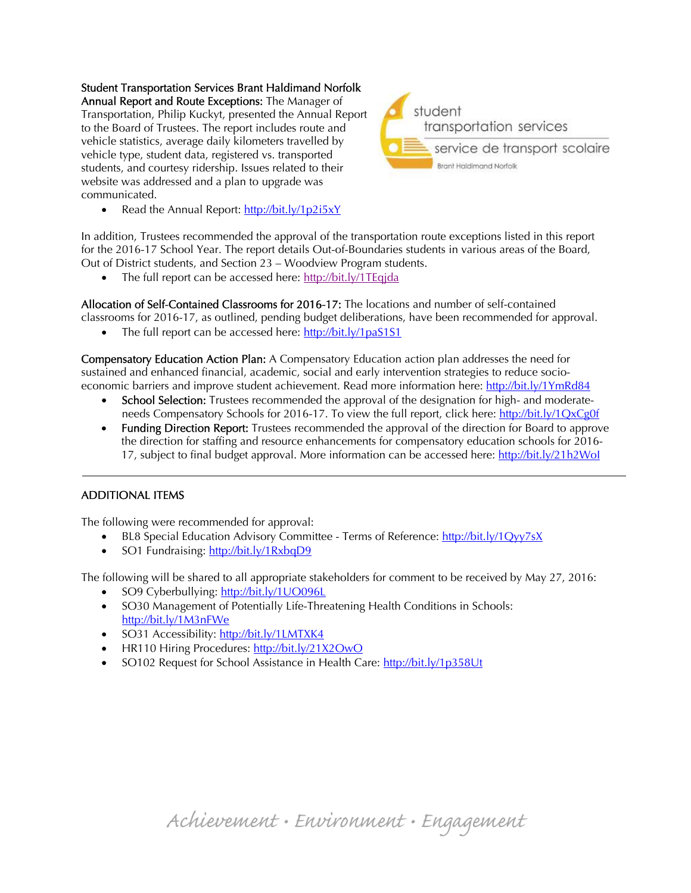**Student Transportation Services Brant Haldimand Norfolk Annual Report and Route Exceptions:** The Manager of Transportation, Philip Kuckyt, presented the Annual Report to the Board of Trustees. The report includes route and vehicle statistics, average daily kilometers travelled by vehicle type, student data, registered vs. transported students, and courtesy ridership. Issues related to their website was addressed and a plan to upgrade was communicated.

- Read the Annual Report: http://bit.ly/1p2i5xY

In addition, Trustees recommended the approval of the transportation route exceptions listed in this report for the 2016-17 School Year. The report details Out-of-Boundaries students in various areas of the Board, Out of District students, and Section 23 – Woodview Program students.

- The full report can be accessed here: http://bit.ly/1TEqjda

**Allocation of Self-Contained Classrooms for 2016-17:** The locations and number of self-contained classrooms for 2016-17, as outlined, pending budget deliberations, have been recommended for approval.

- The full report can be accessed here: http://bit.ly/1paS1S1

**Compensatory Education Action Plan:** A Compensatory Education action plan addresses the need for sustained and enhanced financial, academic, social and early intervention strategies to reduce socio-economic barriers and improve student achievement. Read more information here: http://bit.ly/1YmRd84

- **School Selection:** Trustees recommended the approval of the designation for high- and moderate-needs Compensatory Schools for 2016-17. To view the full report, click here: http://bit.ly/1QxCg0f
- **Funding Direction Report:** Trustees recommended the approval of the direction for Board to approve the direction for staffing and resource enhancements for compensatory education schools for 2016-17, subject to final budget approval. More information can be accessed here: http://bit.ly/21h2WoI

---

## ADDITIONAL ITEMS

The following were recommended for approval:

- BL8 Special Education Advisory Committee - Terms of Reference: http://bit.ly/1Qyy7sX
- SO1 Fundraising: http://bit.ly/1RxbqD9

The following will be shared to all appropriate stakeholders for comment to be received by May 27, 2016:

- SO9 Cyberbullying: http://bit.ly/1UO096L
- SO30 Management of Potentially Life-Threatening Health Conditions in Schools: http://bit.ly/1M3nFWe
- SO31 Accessibility: http://bit.ly/1LMTXK4
- HR110 Hiring Procedures: http://bit.ly/21X2OwO
- SO102 Request for School Assistance in Health Care: http://bit.ly/1p358Ut